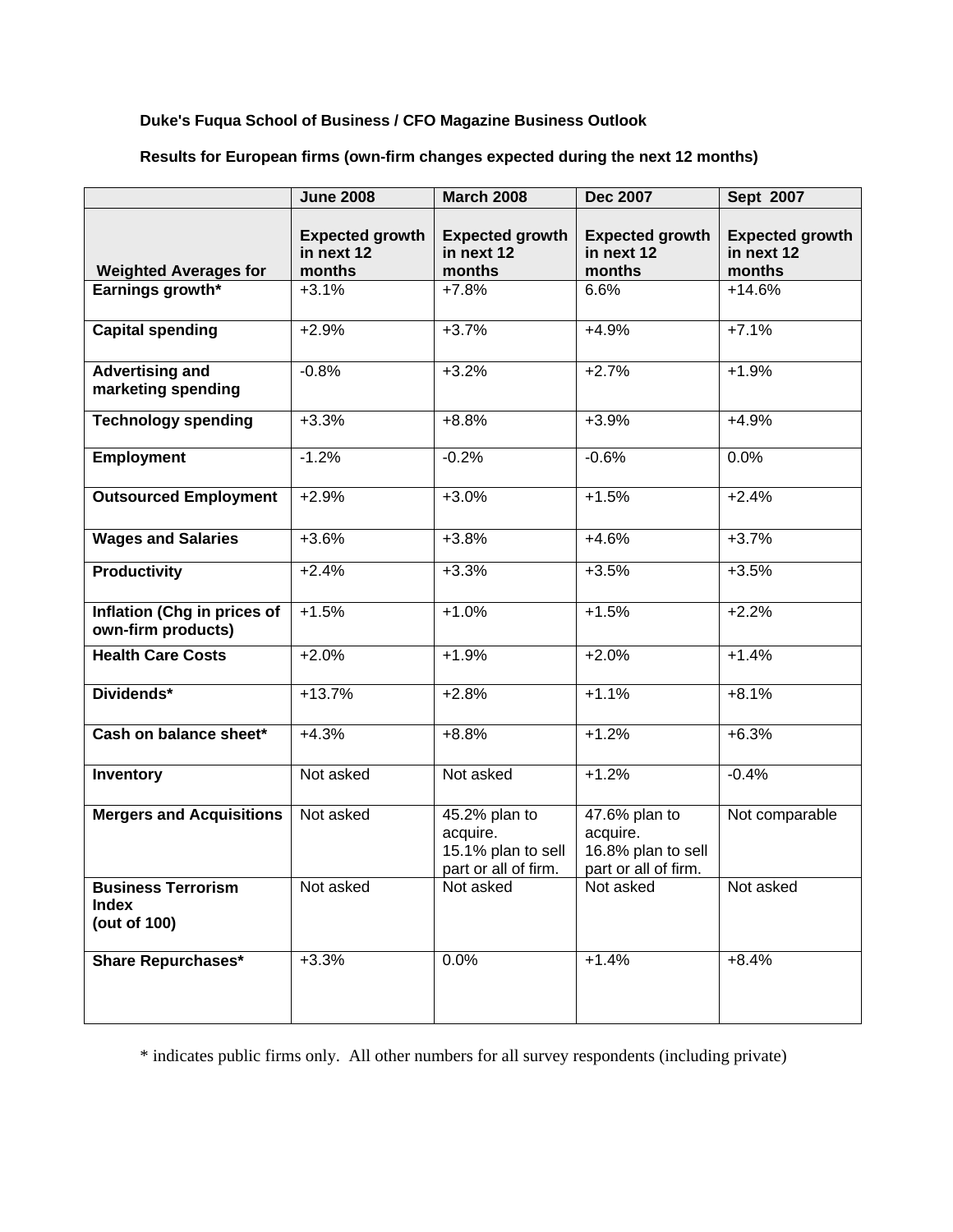**Duke's Fuqua School of Business / CFO Magazine Business Outlook**

**Results for European firms (own-firm changes expected during the next 12 months)**

| | **June 2008** | **March 2008** | **Dec 2007** | **Sept 2007** |
|---|---|---|---|---|
| **Weighted Averages for** | **Expected growth in next 12 months** | **Expected growth in next 12 months** | **Expected growth in next 12 months** | **Expected growth in next 12 months** |
| **Earnings growth*** | +3.1% | +7.8% | 6.6% | +14.6% |
| **Capital spending** | +2.9% | +3.7% | +4.9% | +7.1% |
| **Advertising and marketing spending** | -0.8% | +3.2% | +2.7% | +1.9% |
| **Technology spending** | +3.3% | +8.8% | +3.9% | +4.9% |
| **Employment** | -1.2% | -0.2% | -0.6% | 0.0% |
| **Outsourced Employment** | +2.9% | +3.0% | +1.5% | +2.4% |
| **Wages and Salaries** | +3.6% | +3.8% | +4.6% | +3.7% |
| **Productivity** | +2.4% | +3.3% | +3.5% | +3.5% |
| **Inflation (Chg in prices of own-firm products)** | +1.5% | +1.0% | +1.5% | +2.2% |
| **Health Care Costs** | +2.0% | +1.9% | +2.0% | +1.4% |
| **Dividends*** | +13.7% | +2.8% | +1.1% | +8.1% |
| **Cash on balance sheet*** | +4.3% | +8.8% | +1.2% | +6.3% |
| **Inventory** | Not asked | Not asked | +1.2% | -0.4% |
| **Mergers and Acquisitions** | Not asked | 45.2% plan to acquire. 15.1% plan to sell part or all of firm. | 47.6% plan to acquire. 16.8% plan to sell part or all of firm. | Not comparable |
| **Business Terrorism Index (out of 100)** | Not asked | Not asked | Not asked | Not asked |
| **Share Repurchases*** | +3.3% | 0.0% | +1.4% | +8.4% |

* indicates public firms only. All other numbers for all survey respondents (including private)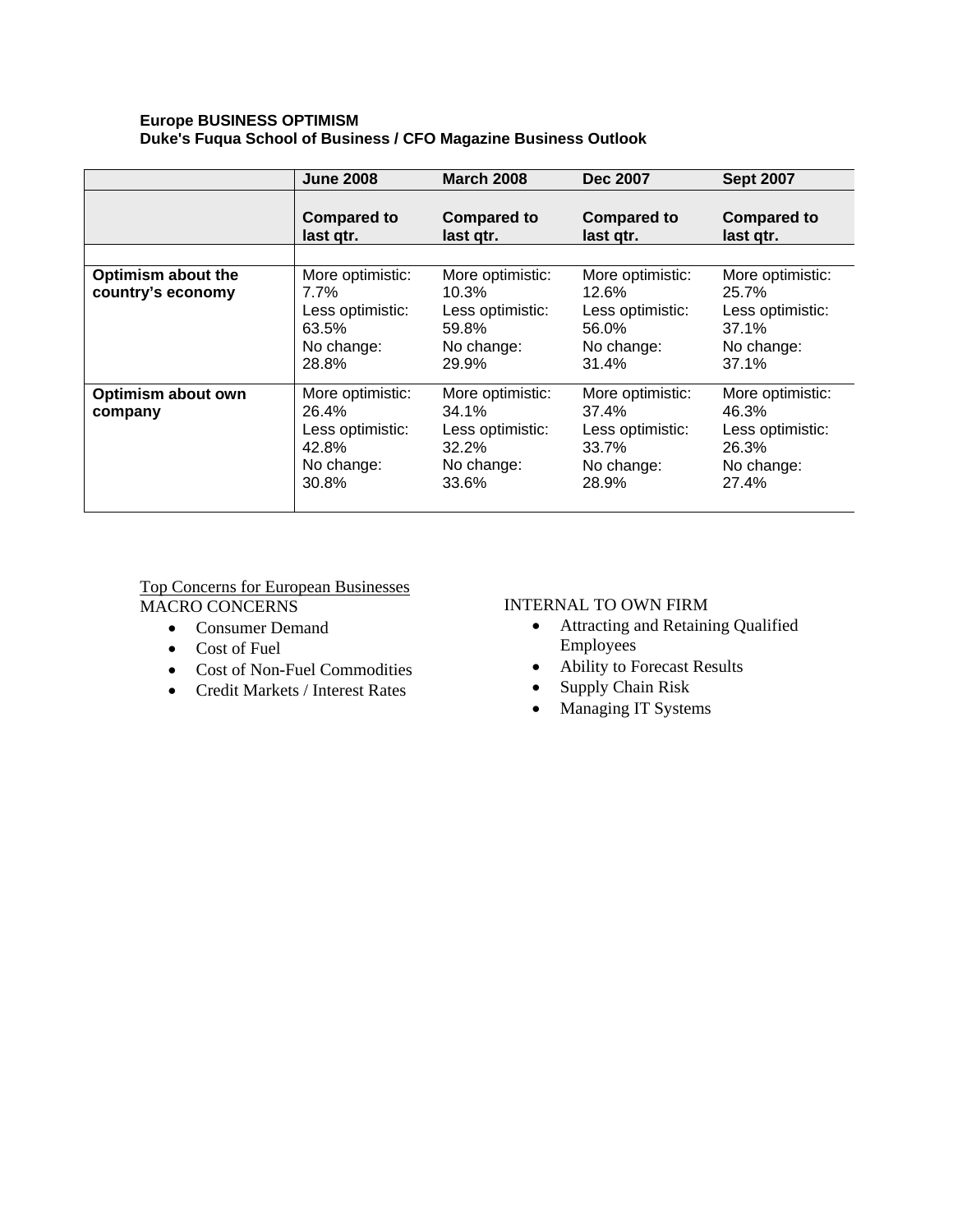**Europe BUSINESS OPTIMISM**
**Duke's Fuqua School of Business / CFO Magazine Business Outlook**

| | June 2008 | March 2008 | Dec 2007 | Sept 2007 |
|---|---|---|---|---|
| | **Compared to last qtr.** | **Compared to last qtr.** | **Compared to last qtr.** | **Compared to last qtr.** |
| **Optimism about the country's economy** | More optimistic: 7.7%<br>Less optimistic: 63.5%<br>No change: 28.8% | More optimistic: 10.3%<br>Less optimistic: 59.8%<br>No change: 29.9% | More optimistic: 12.6%<br>Less optimistic: 56.0%<br>No change: 31.4% | More optimistic: 25.7%<br>Less optimistic: 37.1%<br>No change: 37.1% |
| **Optimism about own company** | More optimistic: 26.4%<br>Less optimistic: 42.8%<br>No change: 30.8% | More optimistic: 34.1%<br>Less optimistic: 32.2%<br>No change: 33.6% | More optimistic: 37.4%<br>Less optimistic: 33.7%<br>No change: 28.9% | More optimistic: 46.3%<br>Less optimistic: 26.3%<br>No change: 27.4% |

Top Concerns for European Businesses

MACRO CONCERNS

- Consumer Demand
- Cost of Fuel
- Cost of Non-Fuel Commodities
- Credit Markets / Interest Rates

INTERNAL TO OWN FIRM

- Attracting and Retaining Qualified Employees
- Ability to Forecast Results
- Supply Chain Risk
- Managing IT Systems